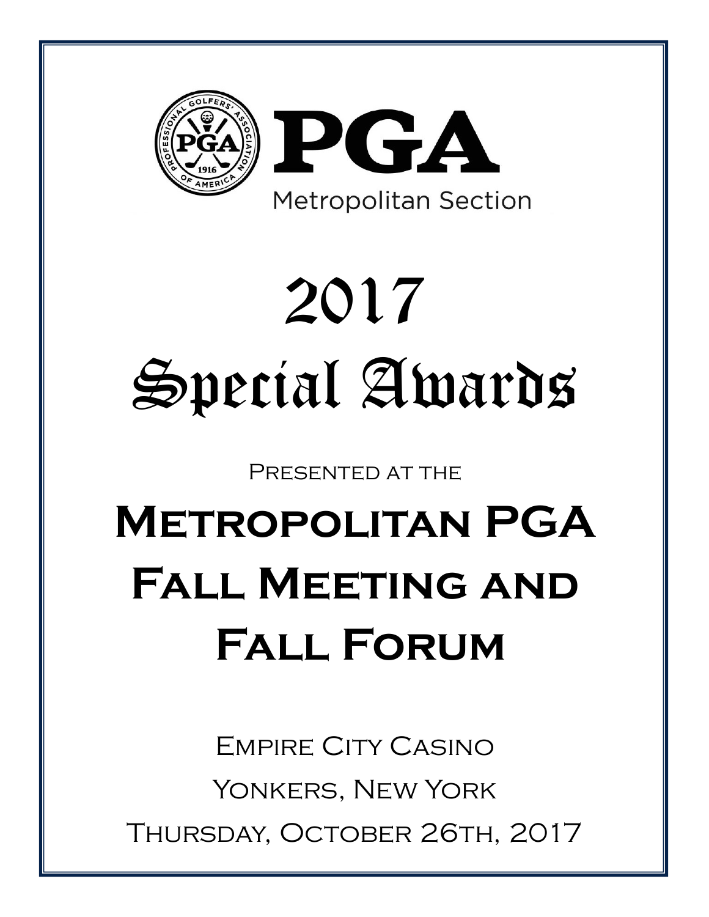PGA

Metropolitan Section

# 2017 Special Awards

Presented at the

## Metropolitan PGA Fall Meeting and Fall Forum

Empire City Casino

Yonkers, New York

Thursday, October 26th, 2017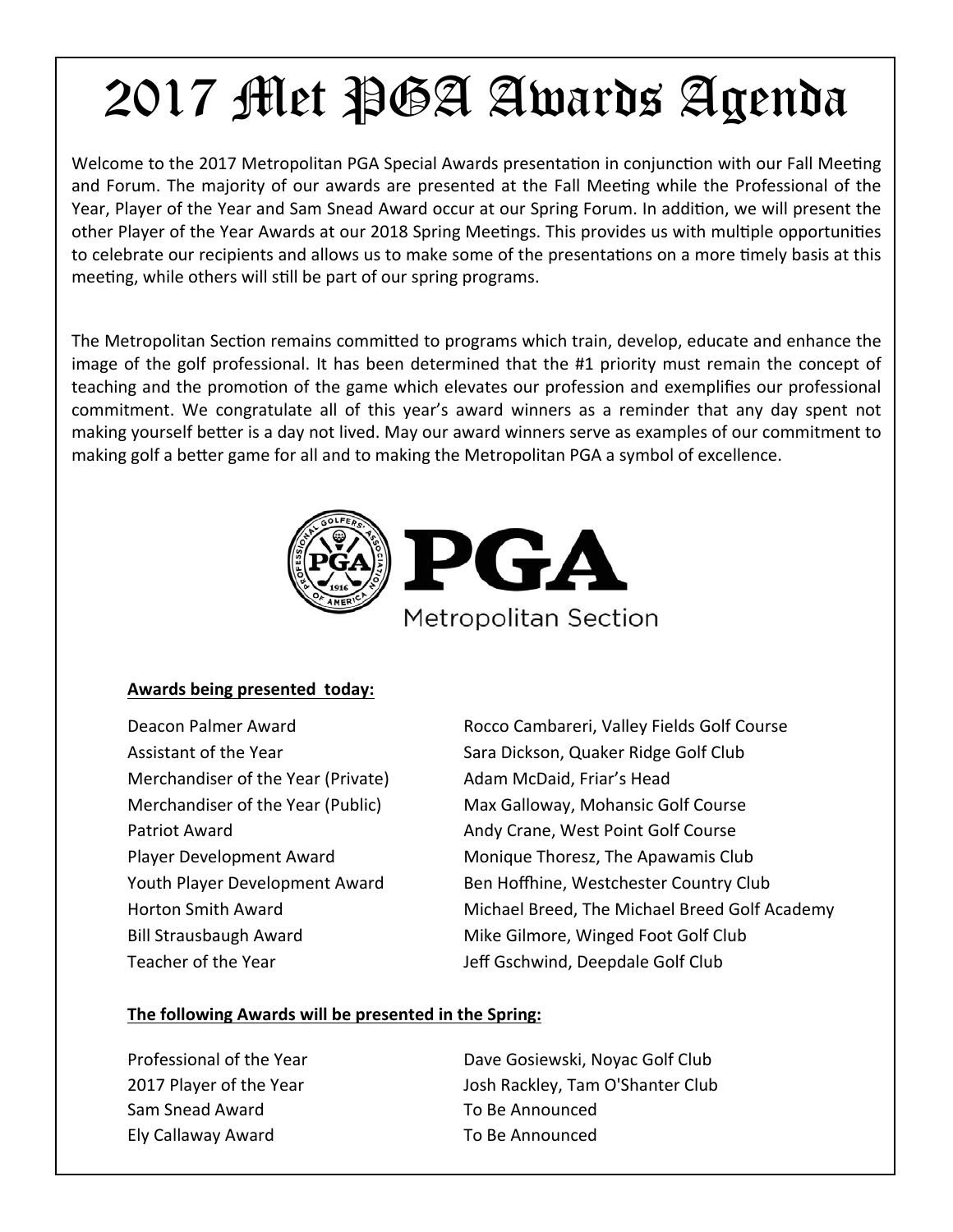# 2017 Met PGA Awards Agenda

Welcome to the 2017 Metropolitan PGA Special Awards presentation in conjunction with our Fall Meeting and Forum. The majority of our awards are presented at the Fall Meeting while the Professional of the Year, Player of the Year and Sam Snead Award occur at our Spring Forum. In addition, we will present the other Player of the Year Awards at our 2018 Spring Meetings. This provides us with multiple opportunities to celebrate our recipients and allows us to make some of the presentations on a more timely basis at this meeting, while others will still be part of our spring programs.

The Metropolitan Section remains committed to programs which train, develop, educate and enhance the image of the golf professional. It has been determined that the #1 priority must remain the concept of teaching and the promotion of the game which elevates our profession and exemplifies our professional commitment. We congratulate all of this year's award winners as a reminder that any day spent not making yourself better is a day not lived. May our award winners serve as examples of our commitment to making golf a better game for all and to making the Metropolitan PGA a symbol of excellence.

PGA Metropolitan Section

**Awards being presented today:**

| | |
|---|---|
| Deacon Palmer Award | Rocco Cambareri, Valley Fields Golf Course |
| Assistant of the Year | Sara Dickson, Quaker Ridge Golf Club |
| Merchandiser of the Year (Private) | Adam McDaid, Friar's Head |
| Merchandiser of the Year (Public) | Max Galloway, Mohansic Golf Course |
| Patriot Award | Andy Crane, West Point Golf Course |
| Player Development Award | Monique Thoresz, The Apawamis Club |
| Youth Player Development Award | Ben Hoffhine, Westchester Country Club |
| Horton Smith Award | Michael Breed, The Michael Breed Golf Academy |
| Bill Strausbaugh Award | Mike Gilmore, Winged Foot Golf Club |
| Teacher of the Year | Jeff Gschwind, Deepdale Golf Club |

**The following Awards will be presented in the Spring:**

| | |
|---|---|
| Professional of the Year | Dave Gosiewski, Noyac Golf Club |
| 2017 Player of the Year | Josh Rackley, Tam O'Shanter Club |
| Sam Snead Award | To Be Announced |
| Ely Callaway Award | To Be Announced |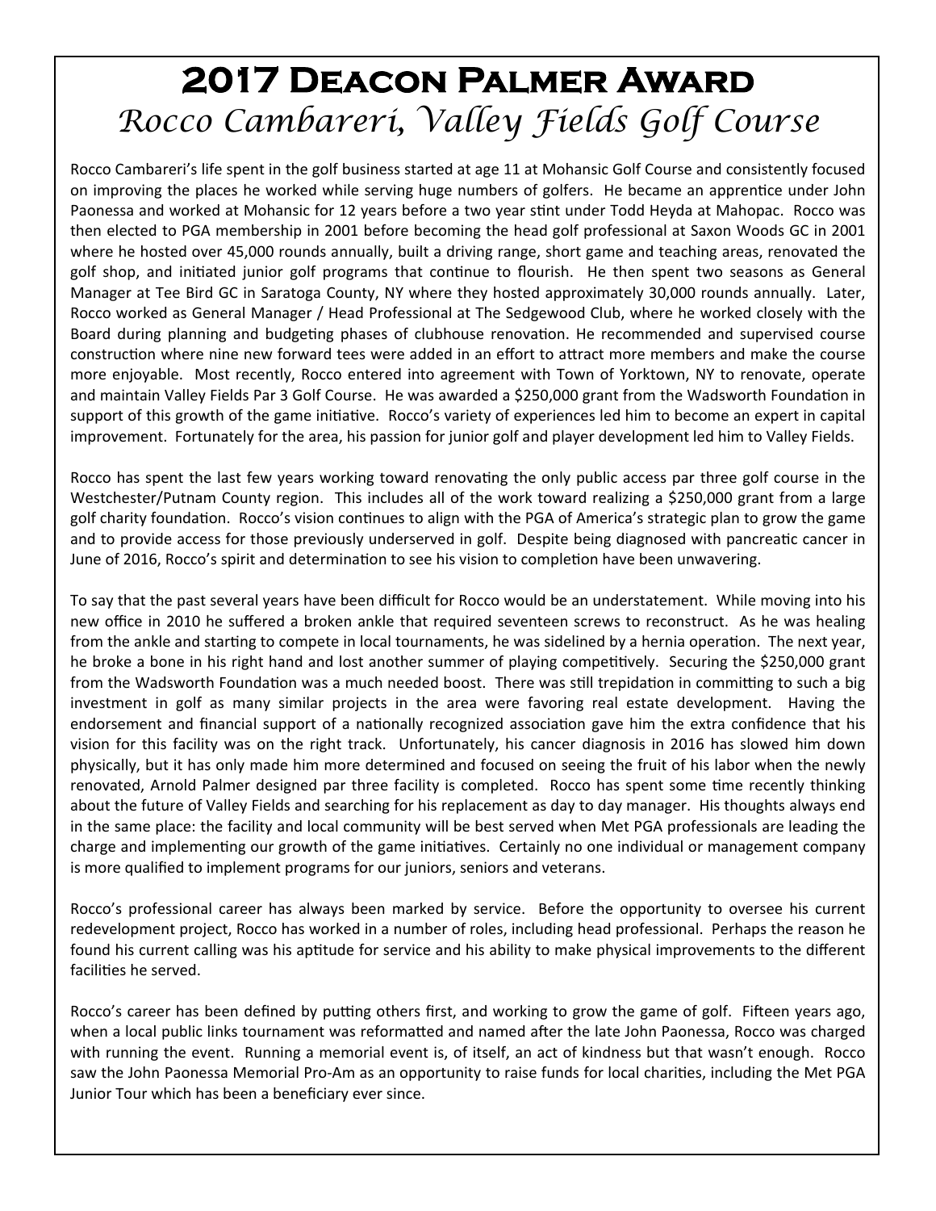# 2017 Deacon Palmer Award

## *Rocco Cambareri, Valley Fields Golf Course*

Rocco Cambareri's life spent in the golf business started at age 11 at Mohansic Golf Course and consistently focused on improving the places he worked while serving huge numbers of golfers. He became an apprentice under John Paonessa and worked at Mohansic for 12 years before a two year stint under Todd Heyda at Mahopac. Rocco was then elected to PGA membership in 2001 before becoming the head golf professional at Saxon Woods GC in 2001 where he hosted over 45,000 rounds annually, built a driving range, short game and teaching areas, renovated the golf shop, and initiated junior golf programs that continue to flourish. He then spent two seasons as General Manager at Tee Bird GC in Saratoga County, NY where they hosted approximately 30,000 rounds annually. Later, Rocco worked as General Manager / Head Professional at The Sedgewood Club, where he worked closely with the Board during planning and budgeting phases of clubhouse renovation. He recommended and supervised course construction where nine new forward tees were added in an effort to attract more members and make the course more enjoyable. Most recently, Rocco entered into agreement with Town of Yorktown, NY to renovate, operate and maintain Valley Fields Par 3 Golf Course. He was awarded a $250,000 grant from the Wadsworth Foundation in support of this growth of the game initiative. Rocco's variety of experiences led him to become an expert in capital improvement. Fortunately for the area, his passion for junior golf and player development led him to Valley Fields.

Rocco has spent the last few years working toward renovating the only public access par three golf course in the Westchester/Putnam County region. This includes all of the work toward realizing a $250,000 grant from a large golf charity foundation. Rocco's vision continues to align with the PGA of America's strategic plan to grow the game and to provide access for those previously underserved in golf. Despite being diagnosed with pancreatic cancer in June of 2016, Rocco's spirit and determination to see his vision to completion have been unwavering.

To say that the past several years have been difficult for Rocco would be an understatement. While moving into his new office in 2010 he suffered a broken ankle that required seventeen screws to reconstruct. As he was healing from the ankle and starting to compete in local tournaments, he was sidelined by a hernia operation. The next year, he broke a bone in his right hand and lost another summer of playing competitively. Securing the $250,000 grant from the Wadsworth Foundation was a much needed boost. There was still trepidation in committing to such a big investment in golf as many similar projects in the area were favoring real estate development. Having the endorsement and financial support of a nationally recognized association gave him the extra confidence that his vision for this facility was on the right track. Unfortunately, his cancer diagnosis in 2016 has slowed him down physically, but it has only made him more determined and focused on seeing the fruit of his labor when the newly renovated, Arnold Palmer designed par three facility is completed. Rocco has spent some time recently thinking about the future of Valley Fields and searching for his replacement as day to day manager. His thoughts always end in the same place: the facility and local community will be best served when Met PGA professionals are leading the charge and implementing our growth of the game initiatives. Certainly no one individual or management company is more qualified to implement programs for our juniors, seniors and veterans.

Rocco's professional career has always been marked by service. Before the opportunity to oversee his current redevelopment project, Rocco has worked in a number of roles, including head professional. Perhaps the reason he found his current calling was his aptitude for service and his ability to make physical improvements to the different facilities he served.

Rocco's career has been defined by putting others first, and working to grow the game of golf. Fifteen years ago, when a local public links tournament was reformatted and named after the late John Paonessa, Rocco was charged with running the event. Running a memorial event is, of itself, an act of kindness but that wasn't enough. Rocco saw the John Paonessa Memorial Pro-Am as an opportunity to raise funds for local charities, including the Met PGA Junior Tour which has been a beneficiary ever since.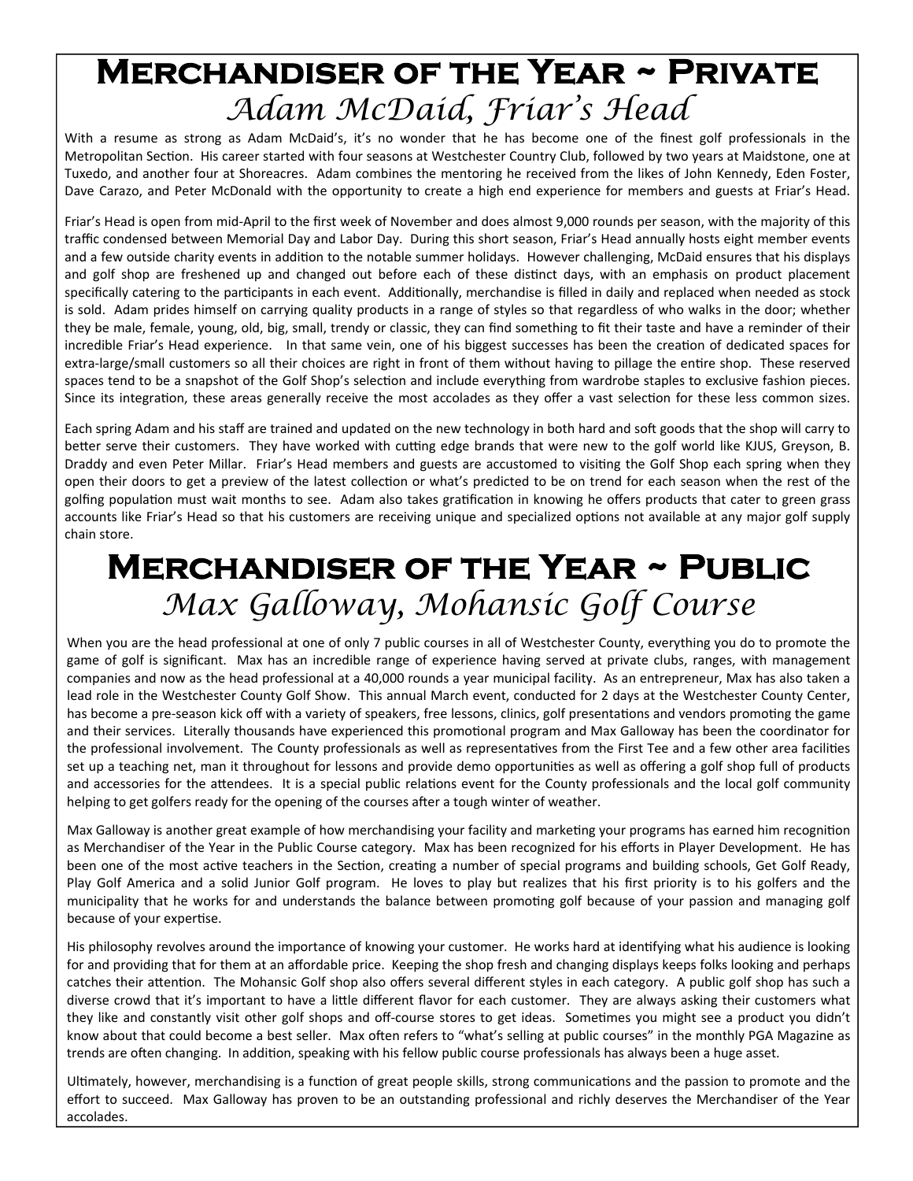# Merchandiser of the Year ~ Private

## *Adam McDaid, Friar's Head*

With a resume as strong as Adam McDaid's, it's no wonder that he has become one of the finest golf professionals in the Metropolitan Section. His career started with four seasons at Westchester Country Club, followed by two years at Maidstone, one at Tuxedo, and another four at Shoreacres. Adam combines the mentoring he received from the likes of John Kennedy, Eden Foster, Dave Carazo, and Peter McDonald with the opportunity to create a high end experience for members and guests at Friar's Head.

Friar's Head is open from mid-April to the first week of November and does almost 9,000 rounds per season, with the majority of this traffic condensed between Memorial Day and Labor Day. During this short season, Friar's Head annually hosts eight member events and a few outside charity events in addition to the notable summer holidays. However challenging, McDaid ensures that his displays and golf shop are freshened up and changed out before each of these distinct days, with an emphasis on product placement specifically catering to the participants in each event. Additionally, merchandise is filled in daily and replaced when needed as stock is sold. Adam prides himself on carrying quality products in a range of styles so that regardless of who walks in the door; whether they be male, female, young, old, big, small, trendy or classic, they can find something to fit their taste and have a reminder of their incredible Friar's Head experience. In that same vein, one of his biggest successes has been the creation of dedicated spaces for extra-large/small customers so all their choices are right in front of them without having to pillage the entire shop. These reserved spaces tend to be a snapshot of the Golf Shop's selection and include everything from wardrobe staples to exclusive fashion pieces. Since its integration, these areas generally receive the most accolades as they offer a vast selection for these less common sizes.

Each spring Adam and his staff are trained and updated on the new technology in both hard and soft goods that the shop will carry to better serve their customers. They have worked with cutting edge brands that were new to the golf world like KJUS, Greyson, B. Draddy and even Peter Millar. Friar's Head members and guests are accustomed to visiting the Golf Shop each spring when they open their doors to get a preview of the latest collection or what's predicted to be on trend for each season when the rest of the golfing population must wait months to see. Adam also takes gratification in knowing he offers products that cater to green grass accounts like Friar's Head so that his customers are receiving unique and specialized options not available at any major golf supply chain store.

# Merchandiser of the Year ~ Public

## *Max Galloway, Mohansic Golf Course*

When you are the head professional at one of only 7 public courses in all of Westchester County, everything you do to promote the game of golf is significant. Max has an incredible range of experience having served at private clubs, ranges, with management companies and now as the head professional at a 40,000 rounds a year municipal facility. As an entrepreneur, Max has also taken a lead role in the Westchester County Golf Show. This annual March event, conducted for 2 days at the Westchester County Center, has become a pre-season kick off with a variety of speakers, free lessons, clinics, golf presentations and vendors promoting the game and their services. Literally thousands have experienced this promotional program and Max Galloway has been the coordinator for the professional involvement. The County professionals as well as representatives from the First Tee and a few other area facilities set up a teaching net, man it throughout for lessons and provide demo opportunities as well as offering a golf shop full of products and accessories for the attendees. It is a special public relations event for the County professionals and the local golf community helping to get golfers ready for the opening of the courses after a tough winter of weather.

Max Galloway is another great example of how merchandising your facility and marketing your programs has earned him recognition as Merchandiser of the Year in the Public Course category. Max has been recognized for his efforts in Player Development. He has been one of the most active teachers in the Section, creating a number of special programs and building schools, Get Golf Ready, Play Golf America and a solid Junior Golf program. He loves to play but realizes that his first priority is to his golfers and the municipality that he works for and understands the balance between promoting golf because of your passion and managing golf because of your expertise.

His philosophy revolves around the importance of knowing your customer. He works hard at identifying what his audience is looking for and providing that for them at an affordable price. Keeping the shop fresh and changing displays keeps folks looking and perhaps catches their attention. The Mohansic Golf shop also offers several different styles in each category. A public golf shop has such a diverse crowd that it's important to have a little different flavor for each customer. They are always asking their customers what they like and constantly visit other golf shops and off-course stores to get ideas. Sometimes you might see a product you didn't know about that could become a best seller. Max often refers to "what's selling at public courses" in the monthly PGA Magazine as trends are often changing. In addition, speaking with his fellow public course professionals has always been a huge asset.

Ultimately, however, merchandising is a function of great people skills, strong communications and the passion to promote and the effort to succeed. Max Galloway has proven to be an outstanding professional and richly deserves the Merchandiser of the Year accolades.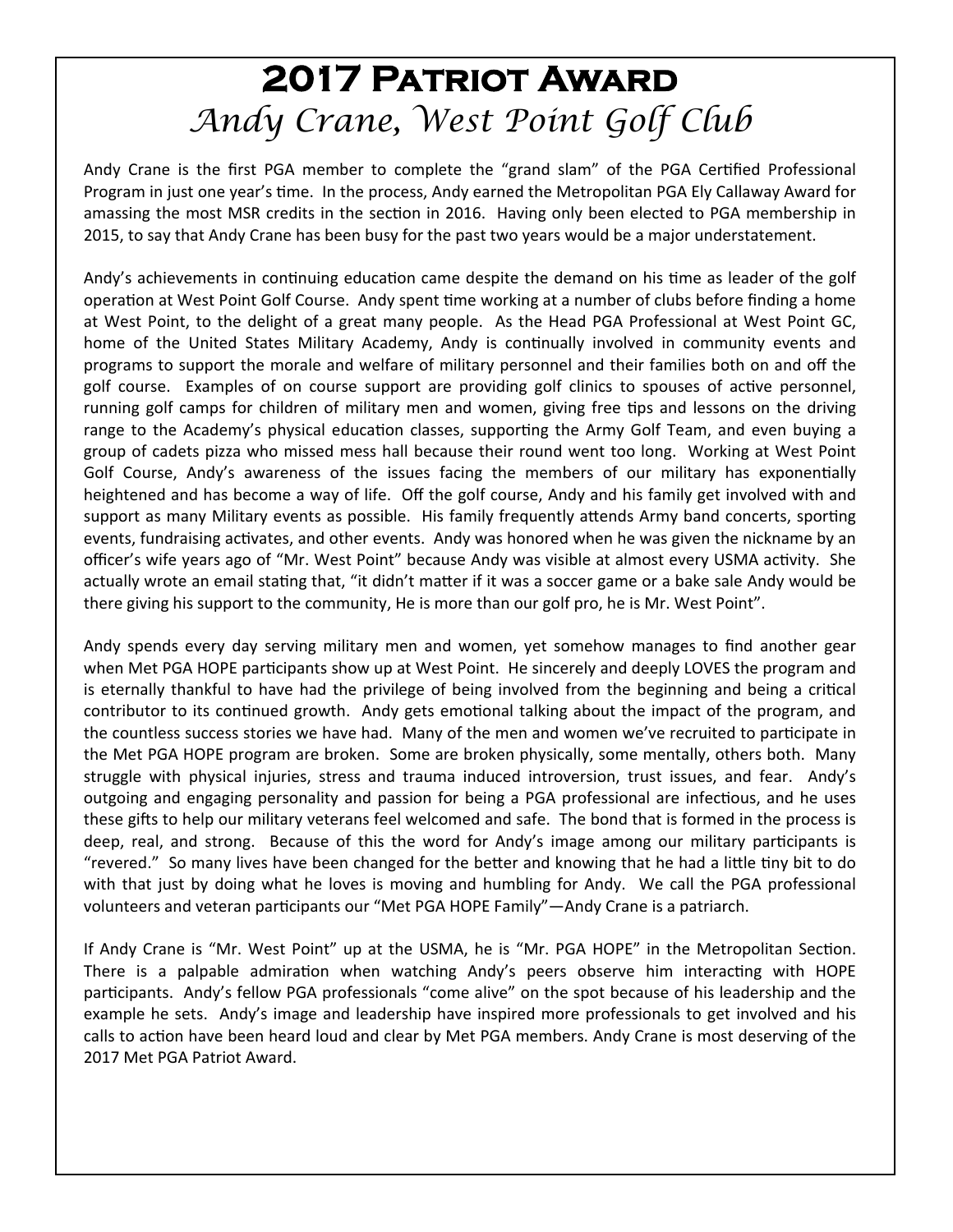# 2017 Patriot Award

## *Andy Crane, West Point Golf Club*

Andy Crane is the first PGA member to complete the "grand slam" of the PGA Certified Professional Program in just one year's time. In the process, Andy earned the Metropolitan PGA Ely Callaway Award for amassing the most MSR credits in the section in 2016. Having only been elected to PGA membership in 2015, to say that Andy Crane has been busy for the past two years would be a major understatement.

Andy's achievements in continuing education came despite the demand on his time as leader of the golf operation at West Point Golf Course. Andy spent time working at a number of clubs before finding a home at West Point, to the delight of a great many people. As the Head PGA Professional at West Point GC, home of the United States Military Academy, Andy is continually involved in community events and programs to support the morale and welfare of military personnel and their families both on and off the golf course. Examples of on course support are providing golf clinics to spouses of active personnel, running golf camps for children of military men and women, giving free tips and lessons on the driving range to the Academy's physical education classes, supporting the Army Golf Team, and even buying a group of cadets pizza who missed mess hall because their round went too long. Working at West Point Golf Course, Andy's awareness of the issues facing the members of our military has exponentially heightened and has become a way of life. Off the golf course, Andy and his family get involved with and support as many Military events as possible. His family frequently attends Army band concerts, sporting events, fundraising activates, and other events. Andy was honored when he was given the nickname by an officer's wife years ago of "Mr. West Point" because Andy was visible at almost every USMA activity. She actually wrote an email stating that, "it didn't matter if it was a soccer game or a bake sale Andy would be there giving his support to the community, He is more than our golf pro, he is Mr. West Point".

Andy spends every day serving military men and women, yet somehow manages to find another gear when Met PGA HOPE participants show up at West Point. He sincerely and deeply LOVES the program and is eternally thankful to have had the privilege of being involved from the beginning and being a critical contributor to its continued growth. Andy gets emotional talking about the impact of the program, and the countless success stories we have had. Many of the men and women we've recruited to participate in the Met PGA HOPE program are broken. Some are broken physically, some mentally, others both. Many struggle with physical injuries, stress and trauma induced introversion, trust issues, and fear. Andy's outgoing and engaging personality and passion for being a PGA professional are infectious, and he uses these gifts to help our military veterans feel welcomed and safe. The bond that is formed in the process is deep, real, and strong. Because of this the word for Andy's image among our military participants is "revered." So many lives have been changed for the better and knowing that he had a little tiny bit to do with that just by doing what he loves is moving and humbling for Andy. We call the PGA professional volunteers and veteran participants our "Met PGA HOPE Family"—Andy Crane is a patriarch.

If Andy Crane is "Mr. West Point" up at the USMA, he is "Mr. PGA HOPE" in the Metropolitan Section. There is a palpable admiration when watching Andy's peers observe him interacting with HOPE participants. Andy's fellow PGA professionals "come alive" on the spot because of his leadership and the example he sets. Andy's image and leadership have inspired more professionals to get involved and his calls to action have been heard loud and clear by Met PGA members. Andy Crane is most deserving of the 2017 Met PGA Patriot Award.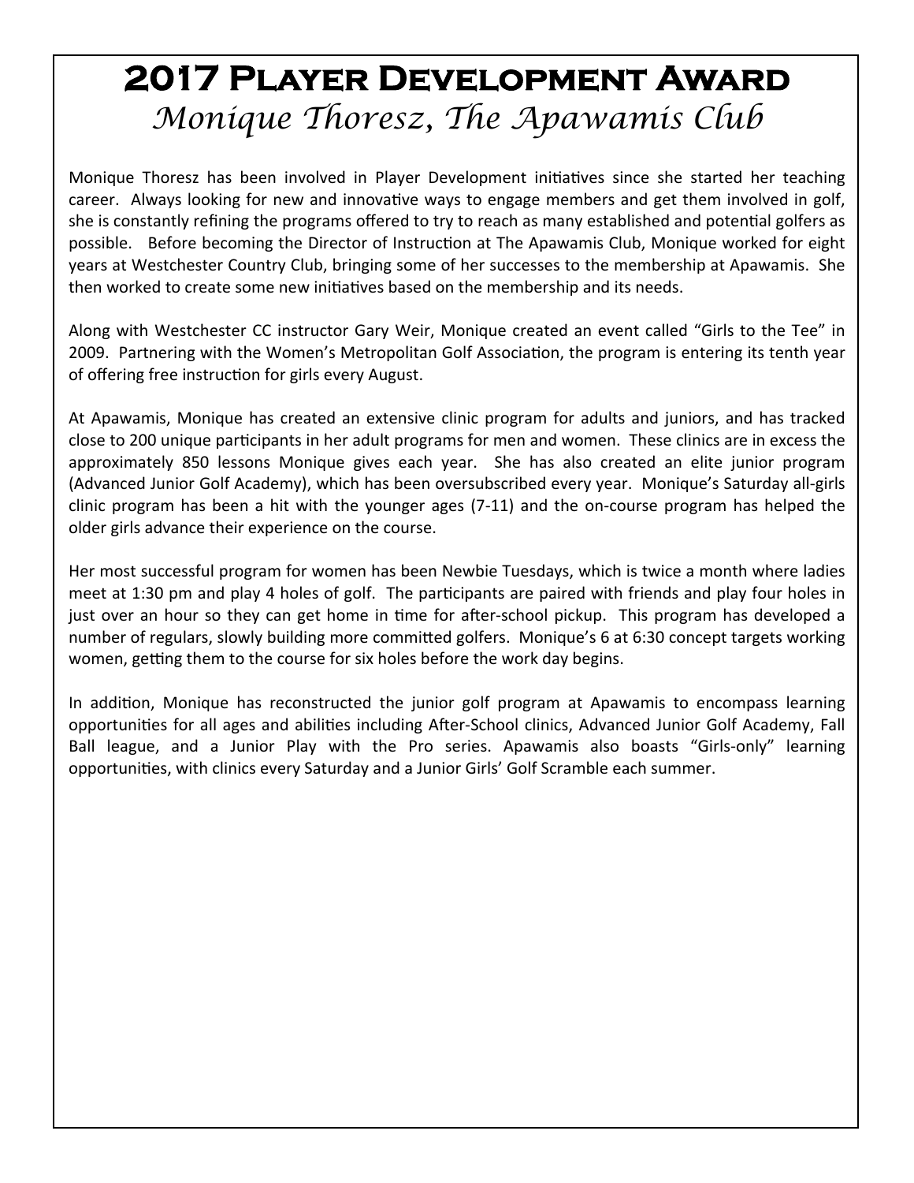# 2017 Player Development Award

*Monique Thoresz, The Apawamis Club*

Monique Thoresz has been involved in Player Development initiatives since she started her teaching career. Always looking for new and innovative ways to engage members and get them involved in golf, she is constantly refining the programs offered to try to reach as many established and potential golfers as possible. Before becoming the Director of Instruction at The Apawamis Club, Monique worked for eight years at Westchester Country Club, bringing some of her successes to the membership at Apawamis. She then worked to create some new initiatives based on the membership and its needs.

Along with Westchester CC instructor Gary Weir, Monique created an event called "Girls to the Tee" in 2009. Partnering with the Women's Metropolitan Golf Association, the program is entering its tenth year of offering free instruction for girls every August.

At Apawamis, Monique has created an extensive clinic program for adults and juniors, and has tracked close to 200 unique participants in her adult programs for men and women. These clinics are in excess the approximately 850 lessons Monique gives each year. She has also created an elite junior program (Advanced Junior Golf Academy), which has been oversubscribed every year. Monique's Saturday all-girls clinic program has been a hit with the younger ages (7-11) and the on-course program has helped the older girls advance their experience on the course.

Her most successful program for women has been Newbie Tuesdays, which is twice a month where ladies meet at 1:30 pm and play 4 holes of golf. The participants are paired with friends and play four holes in just over an hour so they can get home in time for after-school pickup. This program has developed a number of regulars, slowly building more committed golfers. Monique's 6 at 6:30 concept targets working women, getting them to the course for six holes before the work day begins.

In addition, Monique has reconstructed the junior golf program at Apawamis to encompass learning opportunities for all ages and abilities including After-School clinics, Advanced Junior Golf Academy, Fall Ball league, and a Junior Play with the Pro series. Apawamis also boasts "Girls-only" learning opportunities, with clinics every Saturday and a Junior Girls' Golf Scramble each summer.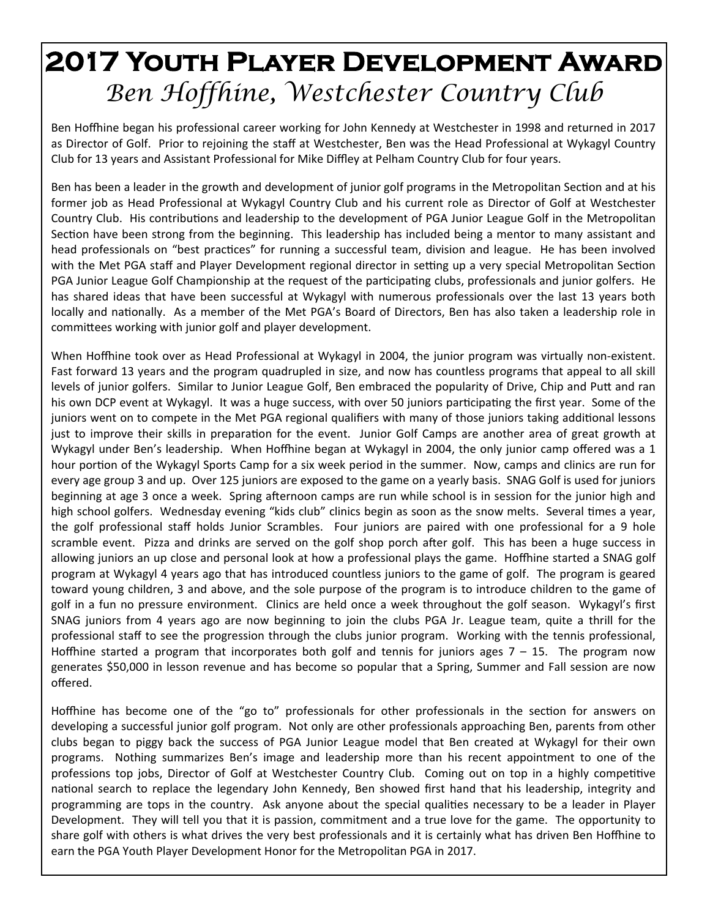# 2017 Youth Player Development Award

## *Ben Hoffhine, Westchester Country Club*

Ben Hoffhine began his professional career working for John Kennedy at Westchester in 1998 and returned in 2017 as Director of Golf. Prior to rejoining the staff at Westchester, Ben was the Head Professional at Wykagyl Country Club for 13 years and Assistant Professional for Mike Diffley at Pelham Country Club for four years.

Ben has been a leader in the growth and development of junior golf programs in the Metropolitan Section and at his former job as Head Professional at Wykagyl Country Club and his current role as Director of Golf at Westchester Country Club. His contributions and leadership to the development of PGA Junior League Golf in the Metropolitan Section have been strong from the beginning. This leadership has included being a mentor to many assistant and head professionals on "best practices" for running a successful team, division and league. He has been involved with the Met PGA staff and Player Development regional director in setting up a very special Metropolitan Section PGA Junior League Golf Championship at the request of the participating clubs, professionals and junior golfers. He has shared ideas that have been successful at Wykagyl with numerous professionals over the last 13 years both locally and nationally. As a member of the Met PGA's Board of Directors, Ben has also taken a leadership role in committees working with junior golf and player development.

When Hoffhine took over as Head Professional at Wykagyl in 2004, the junior program was virtually non-existent. Fast forward 13 years and the program quadrupled in size, and now has countless programs that appeal to all skill levels of junior golfers. Similar to Junior League Golf, Ben embraced the popularity of Drive, Chip and Putt and ran his own DCP event at Wykagyl. It was a huge success, with over 50 juniors participating the first year. Some of the juniors went on to compete in the Met PGA regional qualifiers with many of those juniors taking additional lessons just to improve their skills in preparation for the event. Junior Golf Camps are another area of great growth at Wykagyl under Ben's leadership. When Hoffhine began at Wykagyl in 2004, the only junior camp offered was a 1 hour portion of the Wykagyl Sports Camp for a six week period in the summer. Now, camps and clinics are run for every age group 3 and up. Over 125 juniors are exposed to the game on a yearly basis. SNAG Golf is used for juniors beginning at age 3 once a week. Spring afternoon camps are run while school is in session for the junior high and high school golfers. Wednesday evening "kids club" clinics begin as soon as the snow melts. Several times a year, the golf professional staff holds Junior Scrambles. Four juniors are paired with one professional for a 9 hole scramble event. Pizza and drinks are served on the golf shop porch after golf. This has been a huge success in allowing juniors an up close and personal look at how a professional plays the game. Hoffhine started a SNAG golf program at Wykagyl 4 years ago that has introduced countless juniors to the game of golf. The program is geared toward young children, 3 and above, and the sole purpose of the program is to introduce children to the game of golf in a fun no pressure environment. Clinics are held once a week throughout the golf season. Wykagyl's first SNAG juniors from 4 years ago are now beginning to join the clubs PGA Jr. League team, quite a thrill for the professional staff to see the progression through the clubs junior program. Working with the tennis professional, Hoffhine started a program that incorporates both golf and tennis for juniors ages 7 – 15. The program now generates $50,000 in lesson revenue and has become so popular that a Spring, Summer and Fall session are now offered.

Hoffhine has become one of the "go to" professionals for other professionals in the section for answers on developing a successful junior golf program. Not only are other professionals approaching Ben, parents from other clubs began to piggy back the success of PGA Junior League model that Ben created at Wykagyl for their own programs. Nothing summarizes Ben's image and leadership more than his recent appointment to one of the professions top jobs, Director of Golf at Westchester Country Club. Coming out on top in a highly competitive national search to replace the legendary John Kennedy, Ben showed first hand that his leadership, integrity and programming are tops in the country. Ask anyone about the special qualities necessary to be a leader in Player Development. They will tell you that it is passion, commitment and a true love for the game. The opportunity to share golf with others is what drives the very best professionals and it is certainly what has driven Ben Hoffhine to earn the PGA Youth Player Development Honor for the Metropolitan PGA in 2017.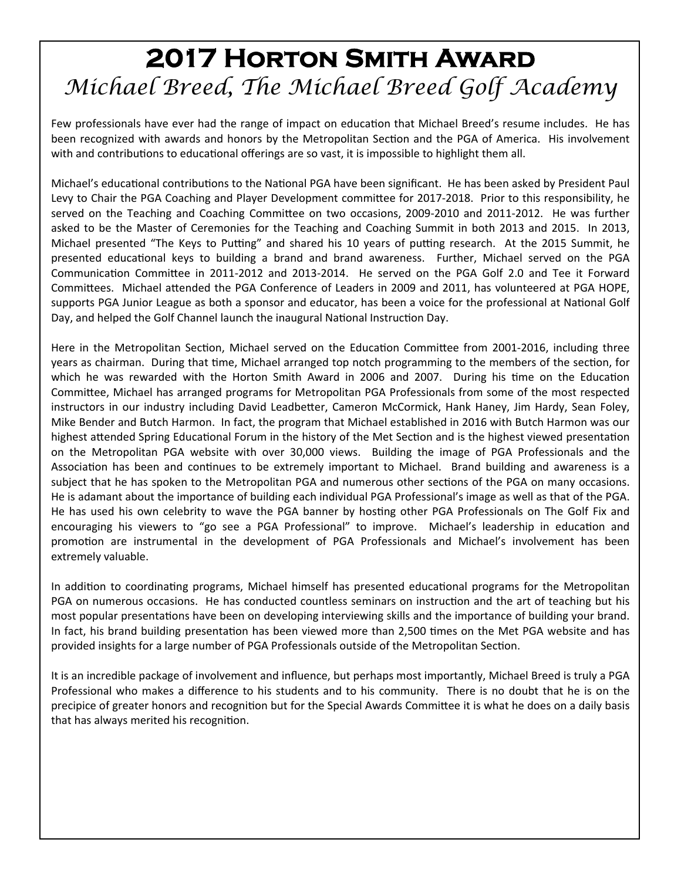# 2017 Horton Smith Award

## *Michael Breed, The Michael Breed Golf Academy*

Few professionals have ever had the range of impact on education that Michael Breed's resume includes. He has been recognized with awards and honors by the Metropolitan Section and the PGA of America. His involvement with and contributions to educational offerings are so vast, it is impossible to highlight them all.

Michael's educational contributions to the National PGA have been significant. He has been asked by President Paul Levy to Chair the PGA Coaching and Player Development committee for 2017-2018. Prior to this responsibility, he served on the Teaching and Coaching Committee on two occasions, 2009-2010 and 2011-2012. He was further asked to be the Master of Ceremonies for the Teaching and Coaching Summit in both 2013 and 2015. In 2013, Michael presented "The Keys to Putting" and shared his 10 years of putting research. At the 2015 Summit, he presented educational keys to building a brand and brand awareness. Further, Michael served on the PGA Communication Committee in 2011-2012 and 2013-2014. He served on the PGA Golf 2.0 and Tee it Forward Committees. Michael attended the PGA Conference of Leaders in 2009 and 2011, has volunteered at PGA HOPE, supports PGA Junior League as both a sponsor and educator, has been a voice for the professional at National Golf Day, and helped the Golf Channel launch the inaugural National Instruction Day.

Here in the Metropolitan Section, Michael served on the Education Committee from 2001-2016, including three years as chairman. During that time, Michael arranged top notch programming to the members of the section, for which he was rewarded with the Horton Smith Award in 2006 and 2007. During his time on the Education Committee, Michael has arranged programs for Metropolitan PGA Professionals from some of the most respected instructors in our industry including David Leadbetter, Cameron McCormick, Hank Haney, Jim Hardy, Sean Foley, Mike Bender and Butch Harmon. In fact, the program that Michael established in 2016 with Butch Harmon was our highest attended Spring Educational Forum in the history of the Met Section and is the highest viewed presentation on the Metropolitan PGA website with over 30,000 views. Building the image of PGA Professionals and the Association has been and continues to be extremely important to Michael. Brand building and awareness is a subject that he has spoken to the Metropolitan PGA and numerous other sections of the PGA on many occasions. He is adamant about the importance of building each individual PGA Professional's image as well as that of the PGA. He has used his own celebrity to wave the PGA banner by hosting other PGA Professionals on The Golf Fix and encouraging his viewers to "go see a PGA Professional" to improve. Michael's leadership in education and promotion are instrumental in the development of PGA Professionals and Michael's involvement has been extremely valuable.

In addition to coordinating programs, Michael himself has presented educational programs for the Metropolitan PGA on numerous occasions. He has conducted countless seminars on instruction and the art of teaching but his most popular presentations have been on developing interviewing skills and the importance of building your brand. In fact, his brand building presentation has been viewed more than 2,500 times on the Met PGA website and has provided insights for a large number of PGA Professionals outside of the Metropolitan Section.

It is an incredible package of involvement and influence, but perhaps most importantly, Michael Breed is truly a PGA Professional who makes a difference to his students and to his community. There is no doubt that he is on the precipice of greater honors and recognition but for the Special Awards Committee it is what he does on a daily basis that has always merited his recognition.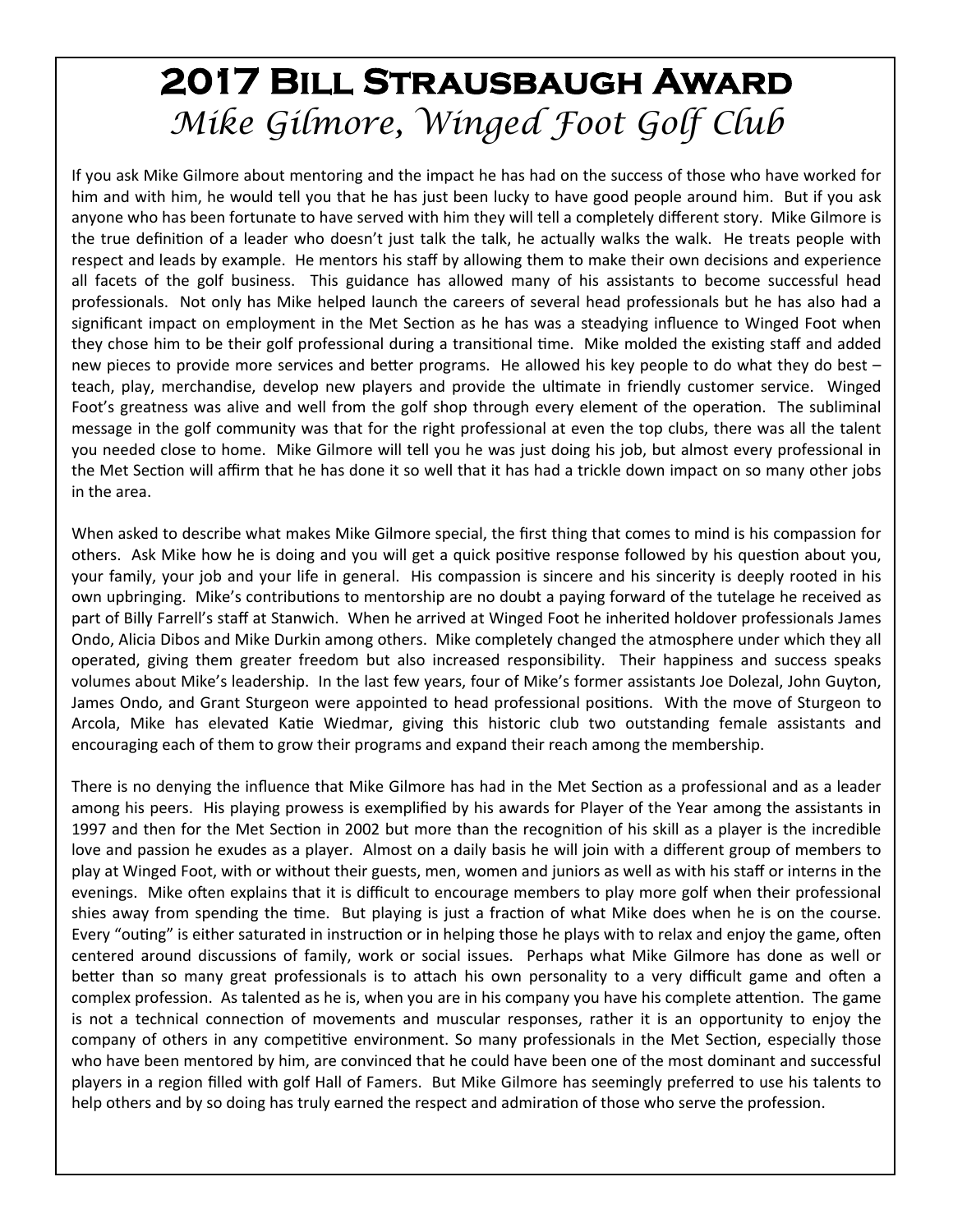# 2017 Bill Strausbaugh Award

## *Mike Gilmore, Winged Foot Golf Club*

If you ask Mike Gilmore about mentoring and the impact he has had on the success of those who have worked for him and with him, he would tell you that he has just been lucky to have good people around him. But if you ask anyone who has been fortunate to have served with him they will tell a completely different story. Mike Gilmore is the true definition of a leader who doesn't just talk the talk, he actually walks the walk. He treats people with respect and leads by example. He mentors his staff by allowing them to make their own decisions and experience all facets of the golf business. This guidance has allowed many of his assistants to become successful head professionals. Not only has Mike helped launch the careers of several head professionals but he has also had a significant impact on employment in the Met Section as he has was a steadying influence to Winged Foot when they chose him to be their golf professional during a transitional time. Mike molded the existing staff and added new pieces to provide more services and better programs. He allowed his key people to do what they do best – teach, play, merchandise, develop new players and provide the ultimate in friendly customer service. Winged Foot's greatness was alive and well from the golf shop through every element of the operation. The subliminal message in the golf community was that for the right professional at even the top clubs, there was all the talent you needed close to home. Mike Gilmore will tell you he was just doing his job, but almost every professional in the Met Section will affirm that he has done it so well that it has had a trickle down impact on so many other jobs in the area.

When asked to describe what makes Mike Gilmore special, the first thing that comes to mind is his compassion for others. Ask Mike how he is doing and you will get a quick positive response followed by his question about you, your family, your job and your life in general. His compassion is sincere and his sincerity is deeply rooted in his own upbringing. Mike's contributions to mentorship are no doubt a paying forward of the tutelage he received as part of Billy Farrell's staff at Stanwich. When he arrived at Winged Foot he inherited holdover professionals James Ondo, Alicia Dibos and Mike Durkin among others. Mike completely changed the atmosphere under which they all operated, giving them greater freedom but also increased responsibility. Their happiness and success speaks volumes about Mike's leadership. In the last few years, four of Mike's former assistants Joe Dolezal, John Guyton, James Ondo, and Grant Sturgeon were appointed to head professional positions. With the move of Sturgeon to Arcola, Mike has elevated Katie Wiedmar, giving this historic club two outstanding female assistants and encouraging each of them to grow their programs and expand their reach among the membership.

There is no denying the influence that Mike Gilmore has had in the Met Section as a professional and as a leader among his peers. His playing prowess is exemplified by his awards for Player of the Year among the assistants in 1997 and then for the Met Section in 2002 but more than the recognition of his skill as a player is the incredible love and passion he exudes as a player. Almost on a daily basis he will join with a different group of members to play at Winged Foot, with or without their guests, men, women and juniors as well as with his staff or interns in the evenings. Mike often explains that it is difficult to encourage members to play more golf when their professional shies away from spending the time. But playing is just a fraction of what Mike does when he is on the course. Every "outing" is either saturated in instruction or in helping those he plays with to relax and enjoy the game, often centered around discussions of family, work or social issues. Perhaps what Mike Gilmore has done as well or better than so many great professionals is to attach his own personality to a very difficult game and often a complex profession. As talented as he is, when you are in his company you have his complete attention. The game is not a technical connection of movements and muscular responses, rather it is an opportunity to enjoy the company of others in any competitive environment. So many professionals in the Met Section, especially those who have been mentored by him, are convinced that he could have been one of the most dominant and successful players in a region filled with golf Hall of Famers. But Mike Gilmore has seemingly preferred to use his talents to help others and by so doing has truly earned the respect and admiration of those who serve the profession.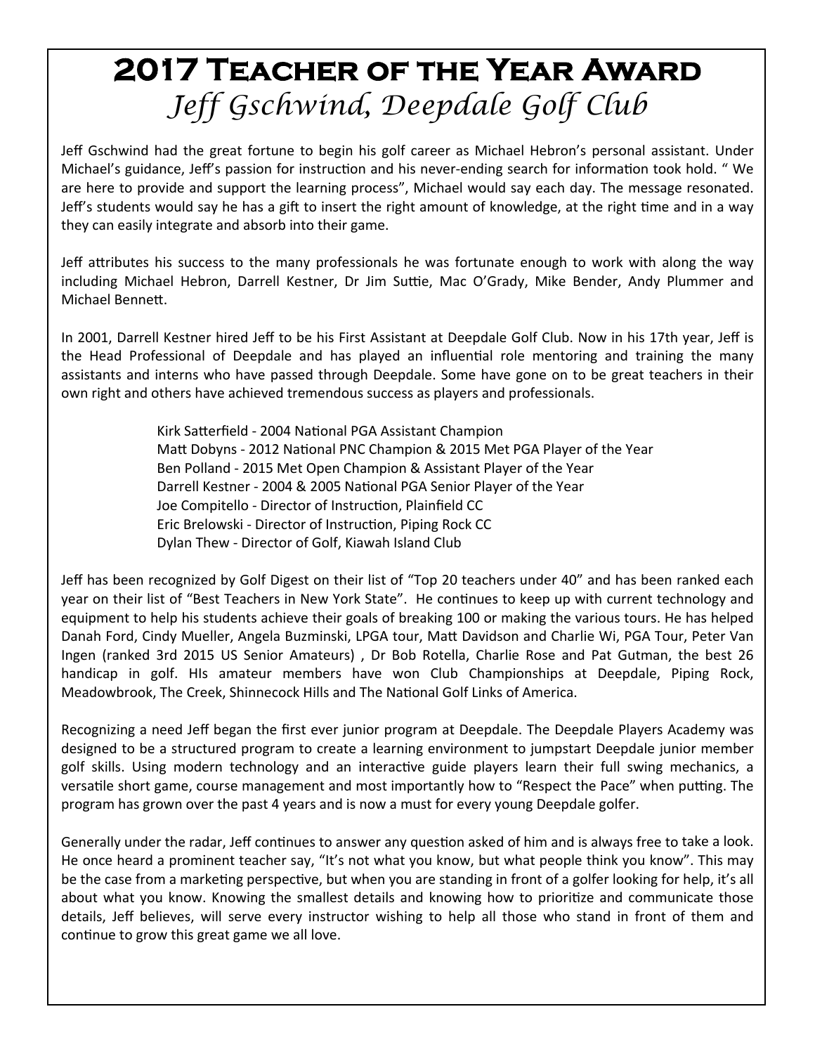# 2017 Teacher of the Year Award

## *Jeff Gschwind, Deepdale Golf Club*

Jeff Gschwind had the great fortune to begin his golf career as Michael Hebron's personal assistant. Under Michael's guidance, Jeff's passion for instruction and his never-ending search for information took hold. " We are here to provide and support the learning process", Michael would say each day. The message resonated. Jeff's students would say he has a gift to insert the right amount of knowledge, at the right time and in a way they can easily integrate and absorb into their game.

Jeff attributes his success to the many professionals he was fortunate enough to work with along the way including Michael Hebron, Darrell Kestner, Dr Jim Suttie, Mac O'Grady, Mike Bender, Andy Plummer and Michael Bennett.

In 2001, Darrell Kestner hired Jeff to be his First Assistant at Deepdale Golf Club. Now in his 17th year, Jeff is the Head Professional of Deepdale and has played an influential role mentoring and training the many assistants and interns who have passed through Deepdale. Some have gone on to be great teachers in their own right and others have achieved tremendous success as players and professionals.

Kirk Satterfield - 2004 National PGA Assistant Champion  
Matt Dobyns - 2012 National PNC Champion & 2015 Met PGA Player of the Year  
Ben Polland - 2015 Met Open Champion & Assistant Player of the Year  
Darrell Kestner - 2004 & 2005 National PGA Senior Player of the Year  
Joe Compitello - Director of Instruction, Plainfield CC  
Eric Brelowski - Director of Instruction, Piping Rock CC  
Dylan Thew - Director of Golf, Kiawah Island Club

Jeff has been recognized by Golf Digest on their list of "Top 20 teachers under 40" and has been ranked each year on their list of "Best Teachers in New York State". He continues to keep up with current technology and equipment to help his students achieve their goals of breaking 100 or making the various tours. He has helped Danah Ford, Cindy Mueller, Angela Buzminski, LPGA tour, Matt Davidson and Charlie Wi, PGA Tour, Peter Van Ingen (ranked 3rd 2015 US Senior Amateurs) , Dr Bob Rotella, Charlie Rose and Pat Gutman, the best 26 handicap in golf. HIs amateur members have won Club Championships at Deepdale, Piping Rock, Meadowbrook, The Creek, Shinnecock Hills and The National Golf Links of America.

Recognizing a need Jeff began the first ever junior program at Deepdale. The Deepdale Players Academy was designed to be a structured program to create a learning environment to jumpstart Deepdale junior member golf skills. Using modern technology and an interactive guide players learn their full swing mechanics, a versatile short game, course management and most importantly how to "Respect the Pace" when putting. The program has grown over the past 4 years and is now a must for every young Deepdale golfer.

Generally under the radar, Jeff continues to answer any question asked of him and is always free to take a look. He once heard a prominent teacher say, "It's not what you know, but what people think you know". This may be the case from a marketing perspective, but when you are standing in front of a golfer looking for help, it's all about what you know. Knowing the smallest details and knowing how to prioritize and communicate those details, Jeff believes, will serve every instructor wishing to help all those who stand in front of them and continue to grow this great game we all love.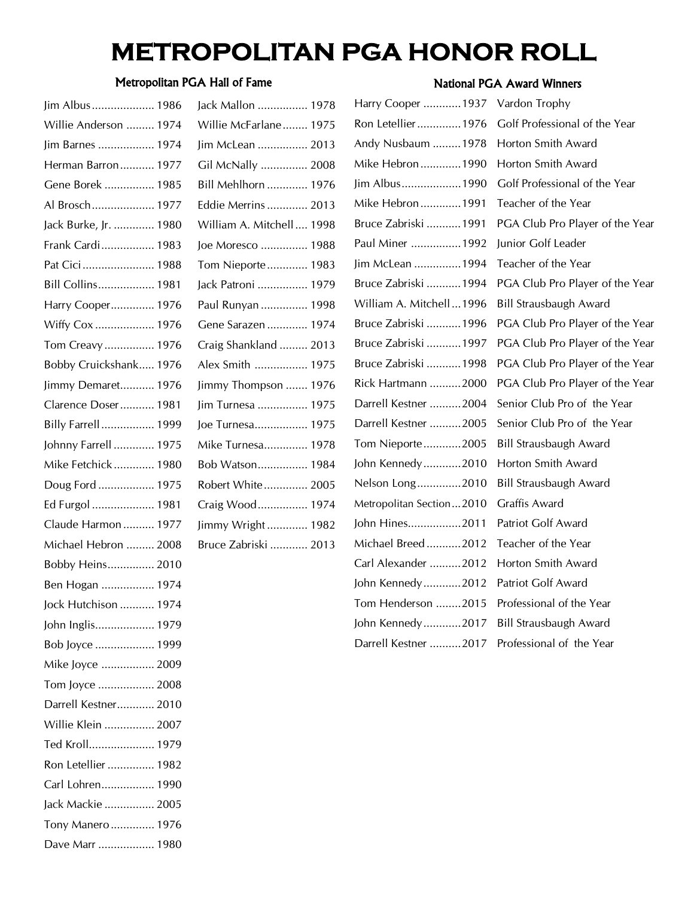# METROPOLITAN PGA HONOR ROLL

## Metropolitan PGA Hall of Fame

| | |
|---|---|
| Jim Albus | 1986 |
| Willie Anderson | 1974 |
| Jim Barnes | 1974 |
| Herman Barron | 1977 |
| Gene Borek | 1985 |
| Al Brosch | 1977 |
| Jack Burke, Jr. | 1980 |
| Frank Cardi | 1983 |
| Pat Cici | 1988 |
| Bill Collins | 1981 |
| Harry Cooper | 1976 |
| Wiffy Cox | 1976 |
| Tom Creavy | 1976 |
| Bobby Cruickshank | 1976 |
| Jimmy Demaret | 1976 |
| Clarence Doser | 1981 |
| Billy Farrell | 1999 |
| Johnny Farrell | 1975 |
| Mike Fetchick | 1980 |
| Doug Ford | 1975 |
| Ed Furgol | 1981 |
| Claude Harmon | 1977 |
| Michael Hebron | 2008 |
| Bobby Heins | 2010 |
| Ben Hogan | 1974 |
| Jock Hutchison | 1974 |
| John Inglis | 1979 |
| Bob Joyce | 1999 |
| Mike Joyce | 2009 |
| Tom Joyce | 2008 |
| Darrell Kestner | 2010 |
| Willie Klein | 2007 |
| Ted Kroll | 1979 |
| Ron Letellier | 1982 |
| Carl Lohren | 1990 |
| Jack Mackie | 2005 |
| Tony Manero | 1976 |
| Dave Marr | 1980 |
| Jack Mallon | 1978 |
| Willie McFarlane | 1975 |
| Jim McLean | 2013 |
| Gil McNally | 2008 |
| Bill Mehlhorn | 1976 |
| Eddie Merrins | 2013 |
| William A. Mitchell | 1998 |
| Joe Moresco | 1988 |
| Tom Nieporte | 1983 |
| Jack Patroni | 1979 |
| Paul Runyan | 1998 |
| Gene Sarazen | 1974 |
| Craig Shankland | 2013 |
| Alex Smith | 1975 |
| Jimmy Thompson | 1976 |
| Jim Turnesa | 1975 |
| Joe Turnesa | 1975 |
| Mike Turnesa | 1978 |
| Bob Watson | 1984 |
| Robert White | 2005 |
| Craig Wood | 1974 |
| Jimmy Wright | 1982 |
| Bruce Zabriski | 2013 |

## National PGA Award Winners

| | | |
|---|---|---|
| Harry Cooper | 1937 | Vardon Trophy |
| Ron Letellier | 1976 | Golf Professional of the Year |
| Andy Nusbaum | 1978 | Horton Smith Award |
| Mike Hebron | 1990 | Horton Smith Award |
| Jim Albus | 1990 | Golf Professional of the Year |
| Mike Hebron | 1991 | Teacher of the Year |
| Bruce Zabriski | 1991 | PGA Club Pro Player of the Year |
| Paul Miner | 1992 | Junior Golf Leader |
| Jim McLean | 1994 | Teacher of the Year |
| Bruce Zabriski | 1994 | PGA Club Pro Player of the Year |
| William A. Mitchell | 1996 | Bill Strausbaugh Award |
| Bruce Zabriski | 1996 | PGA Club Pro Player of the Year |
| Bruce Zabriski | 1997 | PGA Club Pro Player of the Year |
| Bruce Zabriski | 1998 | PGA Club Pro Player of the Year |
| Rick Hartmann | 2000 | PGA Club Pro Player of the Year |
| Darrell Kestner | 2004 | Senior Club Pro of the Year |
| Darrell Kestner | 2005 | Senior Club Pro of the Year |
| Tom Nieporte | 2005 | Bill Strausbaugh Award |
| John Kennedy | 2010 | Horton Smith Award |
| Nelson Long | 2010 | Bill Strausbaugh Award |
| Metropolitan Section | 2010 | Graffis Award |
| John Hines | 2011 | Patriot Golf Award |
| Michael Breed | 2012 | Teacher of the Year |
| Carl Alexander | 2012 | Horton Smith Award |
| John Kennedy | 2012 | Patriot Golf Award |
| Tom Henderson | 2015 | Professional of the Year |
| John Kennedy | 2017 | Bill Strausbaugh Award |
| Darrell Kestner | 2017 | Professional of the Year |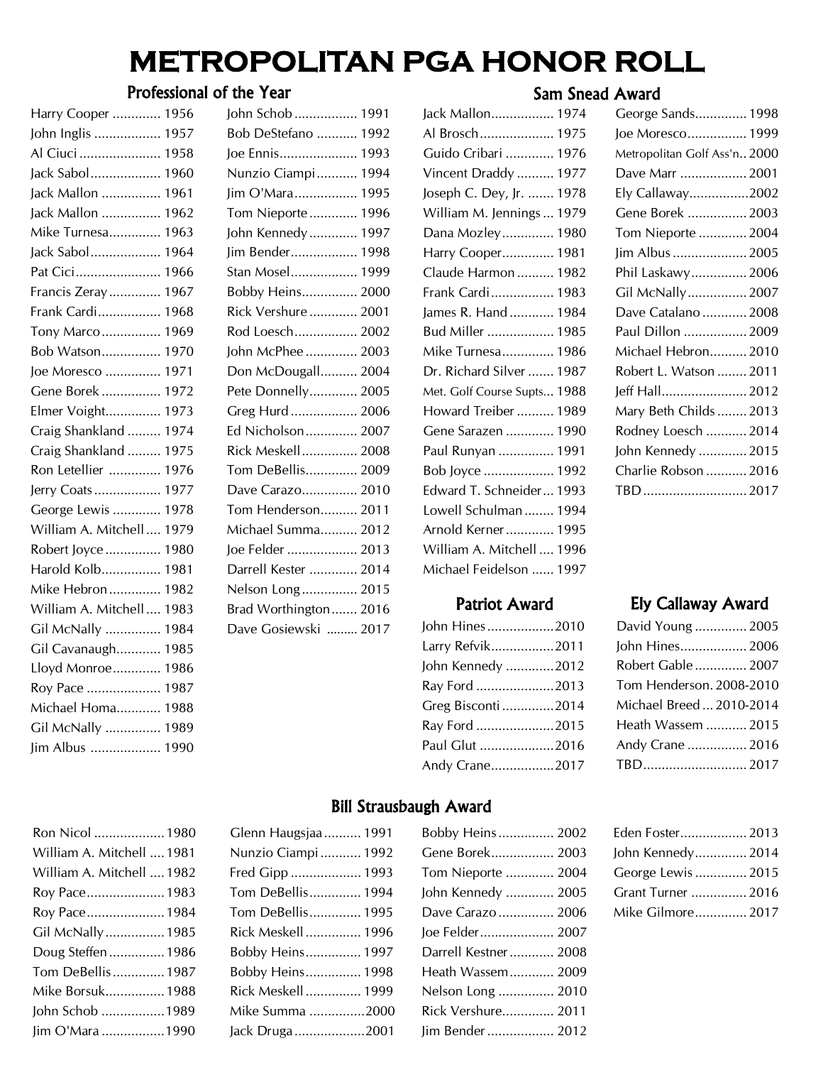# METROPOLITAN PGA HONOR ROLL

## Professional of the Year

Harry Cooper ............. 1956
John Inglis .................. 1957
Al Ciuci ...................... 1958
Jack Sabol.................... 1960
Jack Mallon ................ 1961
Jack Mallon ................ 1962
Mike Turnesa.............. 1963
Jack Sabol.................... 1964
Pat Cici........................ 1966
Francis Zeray.............. 1967
Frank Cardi................. 1968
Tony Marco................ 1969
Bob Watson................ 1970
Joe Moresco ............... 1971
Gene Borek ................ 1972
Elmer Voight............... 1973
Craig Shankland ......... 1974
Craig Shankland ......... 1975
Ron Letellier .............. 1976
Jerry Coats.................. 1977
George Lewis ............. 1978
William A. Mitchell .... 1979
Robert Joyce ............... 1980
Harold Kolb................ 1981
Mike Hebron.............. 1982
William A. Mitchell .... 1983
Gil McNally ............... 1984
Gil Cavanaugh............ 1985
Lloyd Monroe............. 1986
Roy Pace .................... 1987
Michael Homa............ 1988
Gil McNally ............... 1989
Jim Albus ................... 1990
John Schob ................. 1991
Bob DeStefano ........... 1992
Joe Ennis..................... 1993
Nunzio Ciampi........... 1994
Jim O'Mara................. 1995
Tom Nieporte............. 1996
John Kennedy............. 1997
Jim Bender.................. 1998
Stan Mosel.................. 1999
Bobby Heins............... 2000
Rick Vershure............. 2001
Rod Loesch................. 2002
John McPhee .............. 2003
Don McDougall.......... 2004
Pete Donnelly............. 2005
Greg Hurd .................. 2006
Ed Nicholson.............. 2007
Rick Meskell............... 2008
Tom DeBellis.............. 2009
Dave Carazo............... 2010
Tom Henderson.......... 2011
Michael Summa.......... 2012
Joe Felder ................... 2013
Darrell Kester ............. 2014
Nelson Long............... 2015
Brad Worthington....... 2016
Dave Gosiewski ......... 2017

## Sam Snead Award

Jack Mallon................. 1974
Al Brosch.................... 1975
Guido Cribari ............. 1976
Vincent Draddy .......... 1977
Joseph C. Dey, Jr. ....... 1978
William M. Jennings ... 1979
Dana Mozley.............. 1980
Harry Cooper.............. 1981
Claude Harmon .......... 1982
Frank Cardi................. 1983
James R. Hand............ 1984
Bud Miller .................. 1985
Mike Turnesa.............. 1986
Dr. Richard Silver ....... 1987
Met. Golf Course Supts... 1988
Howard Treiber .......... 1989
Gene Sarazen ............. 1990
Paul Runyan ............... 1991
Bob Joyce ................... 1992
Edward T. Schneider... 1993
Lowell Schulman........ 1994
Arnold Kerner............. 1995
William A. Mitchell .... 1996
Michael Feidelson ...... 1997
George Sands.............. 1998
Joe Moresco................ 1999
Metropolitan Golf Ass'n.. 2000
Dave Marr .................. 2001
Ely Callaway................2002
Gene Borek ................ 2003
Tom Nieporte ............. 2004
Jim Albus .................... 2005
Phil Laskawy............... 2006
Gil McNally................ 2007
Dave Catalano ............ 2008
Paul Dillon ................. 2009
Michael Hebron.......... 2010
Robert L. Watson ........ 2011
Jeff Hall....................... 2012
Mary Beth Childs........ 2013
Rodney Loesch ........... 2014
John Kennedy ............. 2015
Charlie Robson ........... 2016
TBD ............................ 2017

## Patriot Award

John Hines..................2010
Larry Refvik.................2011
John Kennedy .............2012
Ray Ford .....................2013
Greg Bisconti ..............2014
Ray Ford .....................2015
Paul Glut ....................2016
Andy Crane.................2017

## Ely Callaway Award

David Young .............. 2005
John Hines.................. 2006
Robert Gable .............. 2007
Tom Henderson. 2008-2010
Michael Breed ... 2010-2014
Heath Wassem ........... 2015
Andy Crane ................ 2016
TBD............................ 2017

## Bill Strausbaugh Award

Ron Nicol ...................1980
William A. Mitchell ....1981
William A. Mitchell ....1982
Roy Pace.....................1983
Roy Pace.....................1984
Gil McNally................1985
Doug Steffen...............1986
Tom DeBellis..............1987
Mike Borsuk................1988
John Schob .................1989
Jim O'Mara ................1990
Glenn Haugsjaa.......... 1991
Nunzio Ciampi........... 1992
Fred Gipp ................... 1993
Tom DeBellis.............. 1994
Tom DeBellis.............. 1995
Rick Meskell............... 1996
Bobby Heins............... 1997
Bobby Heins............... 1998
Rick Meskell............... 1999
Mike Summa ..............2000
Jack Druga...................2001
Bobby Heins ............... 2002
Gene Borek................. 2003
Tom Nieporte ............. 2004
John Kennedy ............. 2005
Dave Carazo ............... 2006
Joe Felder.................... 2007
Darrell Kestner ............ 2008
Heath Wassem............ 2009
Nelson Long ............... 2010
Rick Vershure.............. 2011
Jim Bender.................. 2012
Eden Foster.................. 2013
John Kennedy.............. 2014
George Lewis .............. 2015
Grant Turner ............... 2016
Mike Gilmore.............. 2017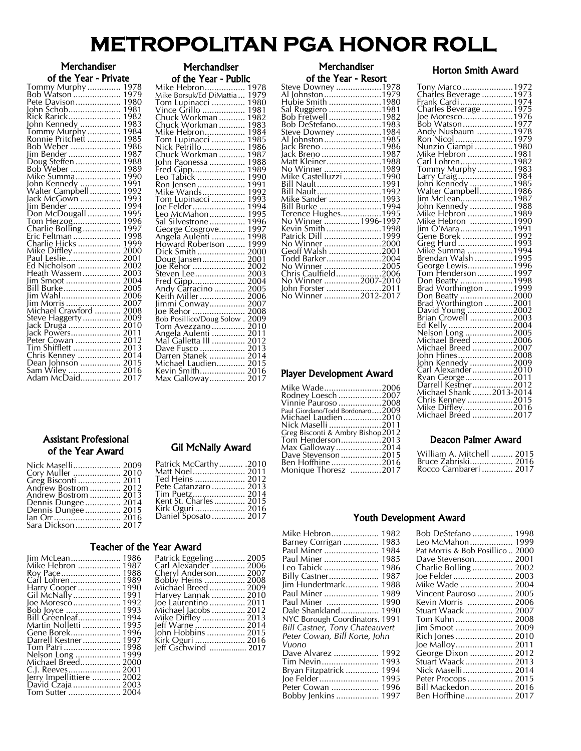# METROPOLITAN PGA HONOR ROLL

## Merchandiser of the Year - Private

Tommy Murphy .............. 1978
Bob Watson .................... 1979
Pete Davison................... 1980
John Schob...................... 1981
Rick Rarick...................... 1982
John Kennedy ................. 1983
Tommy Murphy .............. 1984
Ronnie Pritchett .............. 1985
Bob Weber ..................... 1986
Jim Bender ...................... 1987
Doug Steffen ................... 1988
Bob Weber ..................... 1989
Mike Summa................... 1990
John Kennedy ................. 1991
Walter Campbell............. 1992
Jack McGown ................. 1993
Jim Bender ...................... 1994
Don McDougall .............. 1995
Tom Herzog.................... 1996
Charlie Bolling................ 1997
Eric Feltman .................... 1998
Charlie Hicks .................. 1999
Mike Diffley.................... 2000
Paul Leslie....................... 2001
Ed Nicholson .................. 2002
Heath Wassem................ 2003
Jim Smoot ....................... 2004
Bill Burke........................ 2005
Jim Wahl......................... 2006
Jim Morris ....................... 2007
Michael Crawford ........... 2008
Steve Haggerty ................ 2009
Jack Druga ...................... 2010
Jack Powers..................... 2011
Peter Cowan ................... 2012
Tim Shifflett .................... 2013
Chris Kenney .................. 2014
Dean Johnson ................. 2015
Sam Wiley ...................... 2016
Adam McDaid................. 2017

## Merchandiser of the Year - Public

Mike Hebron................. 1978
Mike Borsuk/Ed DiMattia ... 1979
Tom Lupinacci .............. 1980
Vince Grillo .................. 1981
Chuck Workman ........... 1982
Chuck Workman ........... 1983
Mike Hebron................. 1984
Tom Lupinacci .............. 1985
Nick Petrillo.................. 1986
Chuck Workman ........... 1987
John Paonessa ............... 1988
Fred Gipp...................... 1989
Leo Tabick .................... 1990
Ron Jensen .................... 1991
Mike Wands.................. 1992
Tom Lupinacci .............. 1993
Joe Felder ...................... 1994
Leo McMahon............... 1995
Sal Silvestrone ............... 1996
George Cosgrove........... 1997
Angela Aulenti ............. 1998
Howard Robertson ........ 1999
Dick Smith .................... 2000
Doug Jansen.................. 2001
Joe Rehor ...................... 2002
Steven Lee..................... 2003
Fred Gipp...................... 2004
Andy Carracino ............. 2005
Keith Miller ................... 2006
Jimmi Conway............... 2007
Joe Rehor ...................... 2008
Bob Posillico/Doug Solow . 2009
Tom Avezzano .............. 2010
Angela Aulenti .............. 2011
Mal Galletta III .............. 2012
Dave Fusco ................... 2013
Darren Stanek ............... 2014
Michael Laudien............ 2015
Kevin Smith................... 2016
Max Galloway............... 2017

## Merchandiser of the Year - Resort

Steve Downey ...................1978
Al Johnston........................1979
Hubie Smith ......................1980
Sal Ruggiero ......................1981
Bob Fretwell ......................1982
Bob DeStefano...................1983
Steve Downey ...................1984
Al Johnston........................1985
Jack Breno .........................1986
Jack Breno .........................1987
Matt Kleiner.......................1988
No Winner ........................1989
Mike Castelluzzi ................1990
Bill Nault...........................1991
Bill Nault...........................1992
Mike Sander ......................1993
Bill Burke ..........................1994
Terence Hughes.................1995
No Winner ..............1996-1997
Kevin Smith ......................1998
Patrick Dill ........................1999
No Winner ........................2000
Geoff Walsh ......................2001
Todd Barker.......................2004
No Winner ........................2005
Chris Caulfield...................2006
No Winner ..............2007-2010
John Forster .......................2011
No Winner ..............2012-2017

## Horton Smith Award

Tony Marco .....................1972
Charles Beverage .............1973
Frank Cardi ......................1974
Charles Beverage .............1975
Joe Moresco.....................1976
Bob Watson.....................1977
Andy Nusbaum ...............1978
Ron Nicol ........................1979
Nunzio Ciampi ................1980
Mike Hebron ...................1981
Carl Lohren......................1982
Tommy Murphy...............1983
Larry Craig.......................1984
John Kennedy ..................1985
Walter Campbell..............1986
Jim McLean......................1987
John Kennedy ..................1988
Mike Hebron ...................1989
Mike Hebron ..................1990
Jim O'Mara ......................1991
Gene Borek .....................1992
Greg Hurd .......................1993
Mike Summa ...................1994
Brendan Walsh ................1995
George Lewis...................1996
Tom Henderson...............1997
Don Beatty ......................1998
Brad Worthington ............1999
Don Beatty ......................2000
Brad Worthington ............2001
David Young ...................2002
Brian Crowell ..................2003
Ed Kelly ...........................2004
Nelson Long ....................2005
Michael Breed .................2006
Michael Breed .................2007
John Hines.......................2008
John Kennedy ..................2009
Carl Alexander.................2010
Ryan George....................2011
Darrell Kestner.................2012
Michael Shank ........2013-2014
Chris Kenney ...................2015
Mike Diffley.....................2016
Michael Breed .................2017

## Player Development Award

Mike Wade........................2006
Rodney Loesch ..................2007
Vinnie Pauroso ..................2008
Paul Giordano/Todd Bordonaro....2009
Michael Laudien................2010
Nick Maselli ......................2011
Greg Bisconti & Ambry Bishop 2012
Tom Henderson.................2013
Max Galloway ...................2014
Dave Stevenson .................2015
Ben Hoffhine.....................2016
Monique Thoresz ............2017

## Deacon Palmer Award

William A. Mitchell ......... 2015
Bruce Zabriski.................. 2016
Rocco Cambareri ............. 2017

## Assistant Professional of the Year Award

Nick Maselli.................... 2009
Cory Muller .................... 2010
Greg Bisconti .................. 2011
Andrew Bostrom ............. 2012
Andrew Bostrom ............. 2013
Dennis Dungee............... 2014
Dennis Dungee............... 2015
Ian Orr ............................ 2016
Sara Dickson ................... 2017

## Gil McNally Award

Patrick McCarthy.......... .2010
Matt Noel...................... 2011
Ted Heins ...................... 2012
Pete Catanzaro .............. 2013
Tim Puetz...................... 2014
Kent St. Charles............. 2015
Kirk Oguri ..................... 2016
Daniel Sposato .............. 2017

## Teacher of the Year Award

Jim McLean..................... 1986
Mike Hebron .................. 1987
Roy Pace......................... 1988
Carl Lohren..................... 1989
Harry Cooper.................. 1990
Gil McNally.................... 1991
Joe Moresco.................... 1992
Bob Joyce ....................... 1993
Bill Greenleaf.................. 1994
Martin Nolletti ................ 1995
Gene Borek..................... 1996
Darrell Kestner................ 1997
Tom Patri ........................ 1998
Nelson Long ................... 1999
Michael Breed................. 2000
C.J. Reeves...................... 2001
Jerry Impellittiere ............ 2002
David Czaja .................... 2003
Tom Sutter ...................... 2004
Patrick Eggeling ............. 2005
Carl Alexander .............. 2006
Cheryl Anderson............. 2007
Bobby Heins .................. 2008
Michael Breed ............... 2009
Harvey Lannak .............. 2010
Joe Laurentino ............... 2011
Michael Jacobs .............. 2012
Mike Diffley .................. 2013
Jeff Warne ..................... 2014
John Hobbins ................ 2015
Kirk Oguri ..................... 2016
Jeff Gschwind ................ 2017

## Youth Development Award

Mike Hebron.................... 1982
Barney Corrigan ............... 1983
Paul Miner ....................... 1984
Paul Miner ....................... 1985
Leo Tabick ....................... 1986
Billy Castner..................... 1987
Jim Hundertmark.............. 1988
Paul Miner ....................... 1989
Paul Miner ...................... 1990
Dale Shankland................ 1990
NYC Borough Coordinators. 1991
*Bill Castner, Tony Chateauvert Peter Cowan, Bill Korte, John Vuono*
Dave Alvarez ................... 1992
Tim Nevin........................ 1993
Bryan Fitzpatrick .............. 1994
Joe Felder......................... 1995
Peter Cowan .................... 1996
Bobby Jenkins .................. 1997
Bob DeStefano ................. 1998
Leo McMahon.................. 1999
Pat Morris & Bob Posillico .. 2000
Dave Stevenson................ 2001
Charlie Bolling ................. 2002
Joe Felder......................... 2003
Mike Wade ...................... 2004
Vincent Pauroso ............... 2005
Kevin Morris .................. 2006
Stuart Waack.................... 2007
Tom Kuhn ........................ 2008
Jim Smoot ........................ 2009
Rich Jones ........................ 2010
Joe Malloy........................ 2011
George Dixon .................. 2012
Stuart Waack.................... 2013
Nick Maselli..................... 2014
Peter Procops ................... 2015
Bill Mackedon.................. 2016
Ben Hoffhine.................... 2017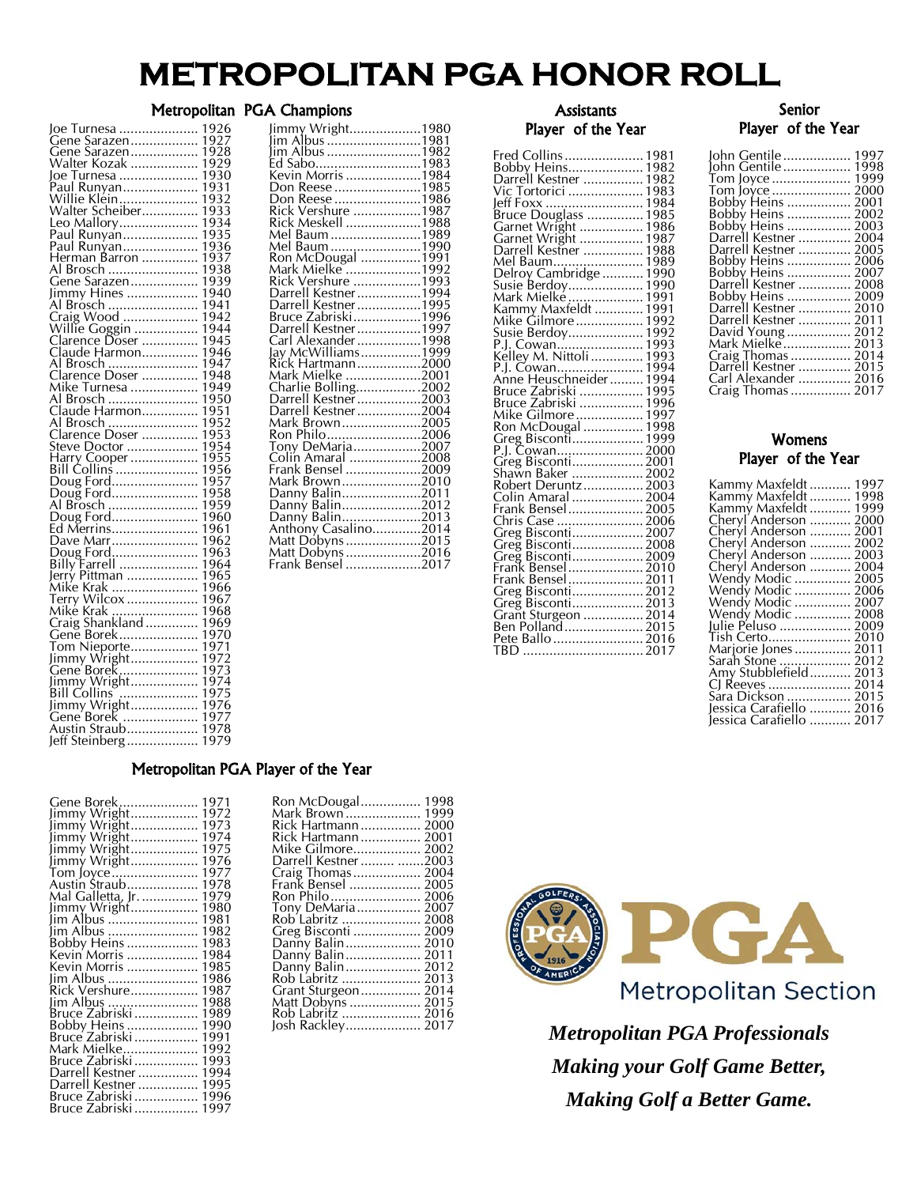# METROPOLITAN PGA HONOR ROLL

## Metropolitan PGA Champions

Joe Turnesa .................... 1926
Gene Sarazen.................. 1927
Gene Sarazen.................. 1928
Walter Kozak .................. 1929
Joe Turnesa .................... 1930
Paul Runyan.................... 1931
Willie Klein...................... 1932
Walter Scheiber............... 1933
Leo Mallory...................... 1934
Paul Runyan.................... 1935
Paul Runyan.................... 1936
Herman Barron ............... 1937
Al Brosch ........................ 1938
Gene Sarazen.................. 1939
Jimmy Hines .................. 1940
Al Brosch ........................ 1941
Craig Wood .................... 1942
Willie Goggin ................. 1944
Clarence Doser ............... 1945
Claude Harmon............... 1946
Al Brosch ........................ 1947
Clarence Doser ............... 1948
Mike Turnesa ................. 1949
Al Brosch ........................ 1950
Claude Harmon............... 1951
Al Brosch ........................ 1952
Clarence Doser ............... 1953
Steve Doctor ................... 1954
Harry Cooper .................. 1955
Bill Collins ...................... 1956
Doug Ford....................... 1957
Doug Ford....................... 1958
Al Brosch ........................ 1959
Doug Ford....................... 1960
Ed Merrins....................... 1961
Dave Marr....................... 1962
Doug Ford....................... 1963
Billy Farrell ..................... 1964
Jerry Pittman .................. 1965
Mike Krak ....................... 1966
Terry Wilcox ................... 1967
Mike Krak ....................... 1968
Craig Shankland .............. 1969
Gene Borek..................... 1970
Tom Nieporte.................. 1971
Jimmy Wright.................. 1972
Gene Borek..................... 1973
Jimmy Wright.................. 1974
Bill Collins ..................... 1975
Jimmy Wright.................. 1976
Gene Borek .................... 1977
Austin Straub................... 1978
Jeff Steinberg................... 1979
Jimmy Wright...................1980
Jim Albus .........................1981
Jim Albus .........................1982
Ed Sabo............................1983
Kevin Morris ....................1984
Don Reese .......................1985
Don Reese .......................1986
Rick Vershure ..................1987
Rick Meskell ....................1988
Mel Baum ........................1989
Mel Baum ........................1990
Ron McDougal ................1991
Mark Mielke ....................1992
Rick Vershure ..................1993
Darrell Kestner.................1994
Darrell Kestner.................1995
Bruce Zabriski..................1996
Darrell Kestner.................1997
Carl Alexander.................1998
Jay McWilliams................1999
Rick Hartmann.................2000
Mark Mielke ....................2001
Charlie Bolling.................2002
Darrell Kestner.................2003
Darrell Kestner.................2004
Mark Brown.....................2005
Ron Philo.........................2006
Tony DeMaria..................2007
Colin Amaral ...................2008
Frank Bensel ....................2009
Mark Brown.....................2010
Danny Balin.....................2011
Danny Balin.....................2012
Danny Balin.....................2013
Anthony Casalino.............2014
Matt Dobyns....................2015
Matt Dobyns....................2016
Frank Bensel ....................2017

## Assistants Player of the Year

Fred Collins..................... 1981
Bobby Heins.................... 1982
Darrell Kestner ................ 1982
Vic Tortorici .................... 1983
Jeff Foxx .......................... 1984
Bruce Douglass ............... 1985
Garnet Wright ................. 1986
Garnet Wright ................. 1987
Darrell Kestner ................ 1988
Mel Baum........................ 1989
Delroy Cambridge ........... 1990
Susie Berdoy.................... 1990
Mark Mielke.................... 1991
Kammy Maxfeldt ............. 1991
Mike Gilmore.................. 1992
Susie Berdoy.................... 1992
P.J. Cowan....................... 1993
Kelley M. Nittoli .............. 1993
P.J. Cowan....................... 1994
Anne Heuschneider......... 1994
Bruce Zabriski ................. 1995
Bruce Zabriski ................. 1996
Mike Gilmore.................. 1997
Ron McDougal ................ 1998
Greg Bisconti................... 1999
P.J. Cowan....................... 2000
Greg Bisconti................... 2001
Shawn Baker ................... 2002
Robert Deruntz................ 2003
Colin Amaral ................... 2004
Frank Bensel.................... 2005
Chris Case ....................... 2006
Greg Bisconti................... 2007
Greg Bisconti................... 2008
Greg Bisconti................... 2009
Frank Bensel.................... 2010
Frank Bensel.................... 2011
Greg Bisconti................... 2012
Greg Bisconti................... 2013
Grant Sturgeon ................ 2014
Ben Polland..................... 2015
Pete Ballo........................ 2016
TBD ................................ 2017

## Senior Player of the Year

John Gentile.................. 1997
John Gentile.................. 1998
Tom Joyce ..................... 1999
Tom Joyce ..................... 2000
Bobby Heins ................. 2001
Bobby Heins ................. 2002
Bobby Heins ................. 2003
Darrell Kestner .............. 2004
Darrell Kestner .............. 2005
Bobby Heins ................. 2006
Bobby Heins ................. 2007
Darrell Kestner .............. 2008
Bobby Heins ................. 2009
Darrell Kestner .............. 2010
Darrell Kestner .............. 2011
David Young................. 2012
Mark Mielke.................. 2013
Craig Thomas ................ 2014
Darrell Kestner .............. 2015
Carl Alexander .............. 2016
Craig Thomas ................ 2017

## Womens Player of the Year

Kammy Maxfeldt ........... 1997
Kammy Maxfeldt ........... 1998
Kammy Maxfeldt ........... 1999
Cheryl Anderson ........... 2000
Cheryl Anderson ........... 2001
Cheryl Anderson ........... 2002
Cheryl Anderson ........... 2003
Cheryl Anderson ........... 2004
Wendy Modic ............... 2005
Wendy Modic ............... 2006
Wendy Modic ............... 2007
Wendy Modic ............... 2008
Julie Peluso ................... 2009
Tish Certo...................... 2010
Marjorie Jones ............... 2011
Sarah Stone ................... 2012
Amy Stubblefield........... 2013
CJ Reeves ...................... 2014
Sara Dickson ................. 2015
Jessica Carafiello ........... 2016
Jessica Carafiello ........... 2017

## Metropolitan PGA Player of the Year

Gene Borek..................... 1971
Jimmy Wright.................. 1972
Jimmy Wright.................. 1973
Jimmy Wright.................. 1974
Jimmy Wright.................. 1975
Jimmy Wright.................. 1976
Tom Joyce....................... 1977
Austin Straub................... 1978
Mal Galletta, Jr. ............... 1979
Jimmy Wright.................. 1980
Jim Albus ........................ 1981
Jim Albus ........................ 1982
Bobby Heins ................... 1983
Kevin Morris ................... 1984
Kevin Morris ................... 1985
Jim Albus ........................ 1986
Rick Vershure.................. 1987
Jim Albus ........................ 1988
Bruce Zabriski ................. 1989
Bobby Heins ................... 1990
Bruce Zabriski ................. 1991
Mark Mielke.................... 1992
Bruce Zabriski ................. 1993
Darrell Kestner ................ 1994
Darrell Kestner ................ 1995
Bruce Zabriski ................. 1996
Bruce Zabriski ................. 1997
Ron McDougal................ 1998
Mark Brown.................... 1999
Rick Hartmann ................ 2000
Rick Hartmann ................ 2001
Mike Gilmore.................. 2002
Darrell Kestner ........ .......2003
Craig Thomas.................. 2004
Frank Bensel .................. 2005
Ron Philo........................ 2006
Tony DeMaria................. 2007
Rob Labritz .................... 2008
Greg Bisconti ................. 2009
Danny Balin.................... 2010
Danny Balin.................... 2011
Danny Balin.................... 2012
Rob Labritz .................... 2013
Grant Sturgeon................ 2014
Matt Dobyns ................... 2015
Rob Labritz ..................... 2016
Josh Rackley.................... 2017

PGA Metropolitan Section

***Metropolitan PGA Professionals***
***Making your Golf Game Better,***
***Making Golf a Better Game.***